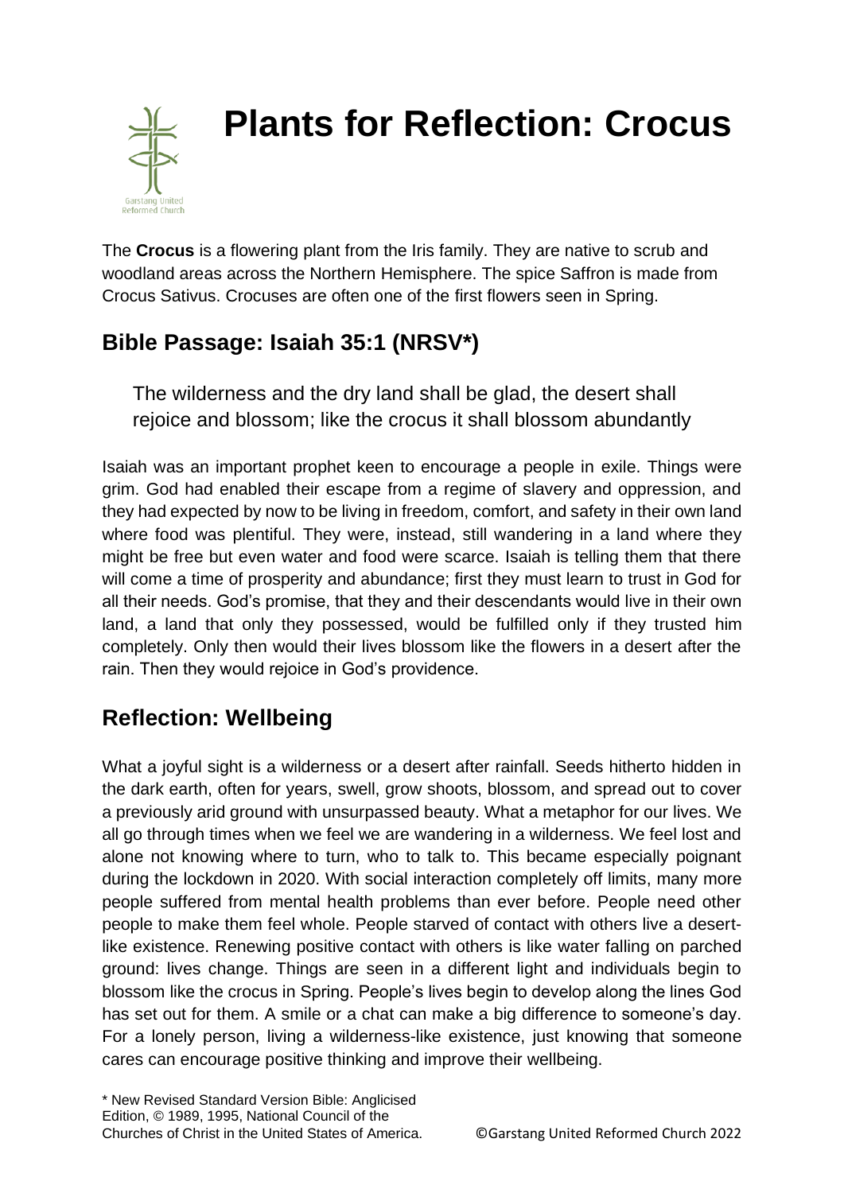# Plants for Reflection: Crocus

The **Crocus** is a flowering plant from the Iris family. They are native to scrub and woodland areas across the Northern Hemisphere. The spice Saffron is made from Crocus Sativus. Crocuses are often one of the first flowers seen in Spring.

## Bible Passage: Isaiah 35:1 (NRSV*)

> The wilderness and the dry land shall be glad, the desert shall rejoice and blossom; like the crocus it shall blossom abundantly

Isaiah was an important prophet keen to encourage a people in exile. Things were grim. God had enabled their escape from a regime of slavery and oppression, and they had expected by now to be living in freedom, comfort, and safety in their own land where food was plentiful. They were, instead, still wandering in a land where they might be free but even water and food were scarce. Isaiah is telling them that there will come a time of prosperity and abundance; first they must learn to trust in God for all their needs. God's promise, that they and their descendants would live in their own land, a land that only they possessed, would be fulfilled only if they trusted him completely. Only then would their lives blossom like the flowers in a desert after the rain. Then they would rejoice in God's providence.

## Reflection: Wellbeing

What a joyful sight is a wilderness or a desert after rainfall. Seeds hitherto hidden in the dark earth, often for years, swell, grow shoots, blossom, and spread out to cover a previously arid ground with unsurpassed beauty. What a metaphor for our lives. We all go through times when we feel we are wandering in a wilderness. We feel lost and alone not knowing where to turn, who to talk to. This became especially poignant during the lockdown in 2020. With social interaction completely off limits, many more people suffered from mental health problems than ever before. People need other people to make them feel whole. People starved of contact with others live a desert-like existence. Renewing positive contact with others is like water falling on parched ground: lives change. Things are seen in a different light and individuals begin to blossom like the crocus in Spring. People's lives begin to develop along the lines God has set out for them. A smile or a chat can make a big difference to someone's day. For a lonely person, living a wilderness-like existence, just knowing that someone cares can encourage positive thinking and improve their wellbeing.

\* New Revised Standard Version Bible: Anglicised Edition, © 1989, 1995, National Council of the Churches of Christ in the United States of America.

©Garstang United Reformed Church 2022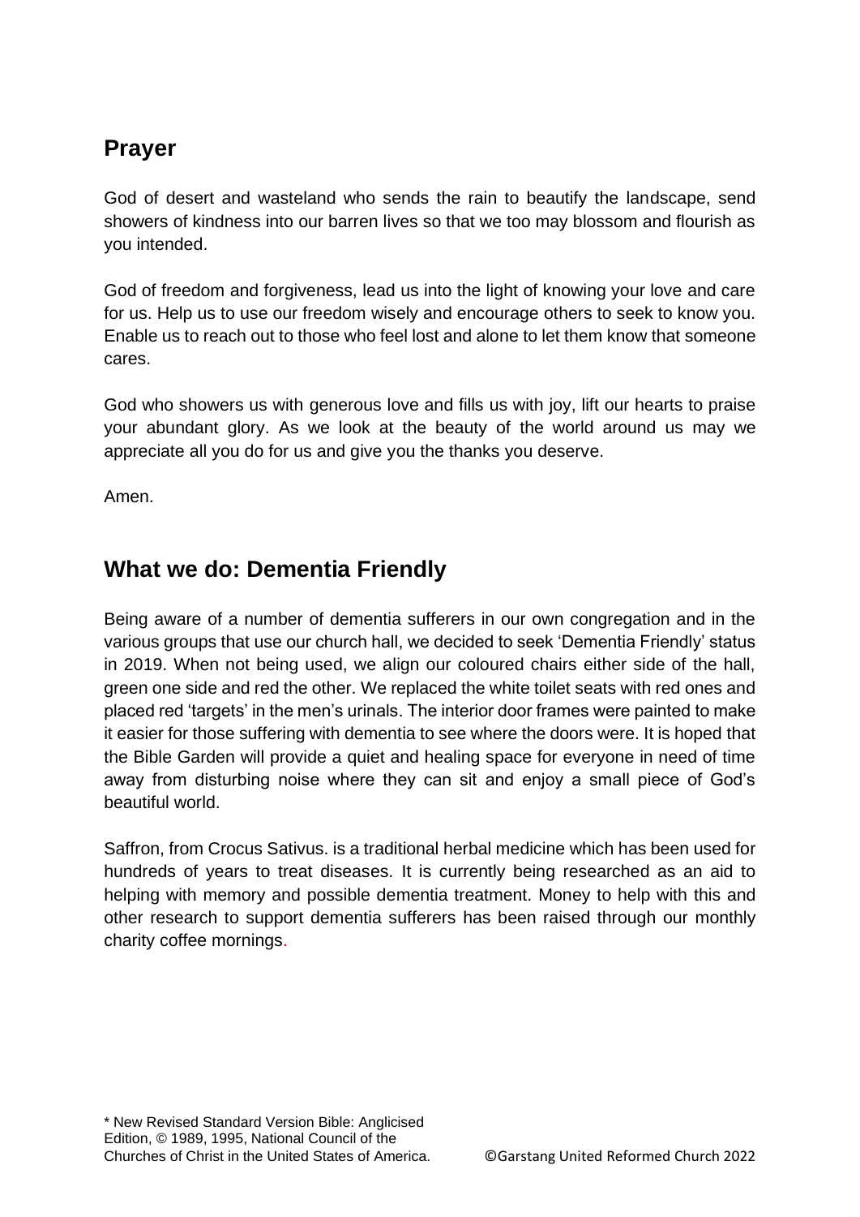## Prayer

God of desert and wasteland who sends the rain to beautify the landscape, send showers of kindness into our barren lives so that we too may blossom and flourish as you intended.

God of freedom and forgiveness, lead us into the light of knowing your love and care for us. Help us to use our freedom wisely and encourage others to seek to know you. Enable us to reach out to those who feel lost and alone to let them know that someone cares.

God who showers us with generous love and fills us with joy, lift our hearts to praise your abundant glory. As we look at the beauty of the world around us may we appreciate all you do for us and give you the thanks you deserve.

Amen.

## What we do: Dementia Friendly

Being aware of a number of dementia sufferers in our own congregation and in the various groups that use our church hall, we decided to seek 'Dementia Friendly' status in 2019. When not being used, we align our coloured chairs either side of the hall, green one side and red the other. We replaced the white toilet seats with red ones and placed red 'targets' in the men's urinals. The interior door frames were painted to make it easier for those suffering with dementia to see where the doors were. It is hoped that the Bible Garden will provide a quiet and healing space for everyone in need of time away from disturbing noise where they can sit and enjoy a small piece of God's beautiful world.

Saffron, from Crocus Sativus. is a traditional herbal medicine which has been used for hundreds of years to treat diseases. It is currently being researched as an aid to helping with memory and possible dementia treatment. Money to help with this and other research to support dementia sufferers has been raised through our monthly charity coffee mornings.

* New Revised Standard Version Bible: Anglicised Edition, © 1989, 1995, National Council of the Churches of Christ in the United States of America.

©Garstang United Reformed Church 2022